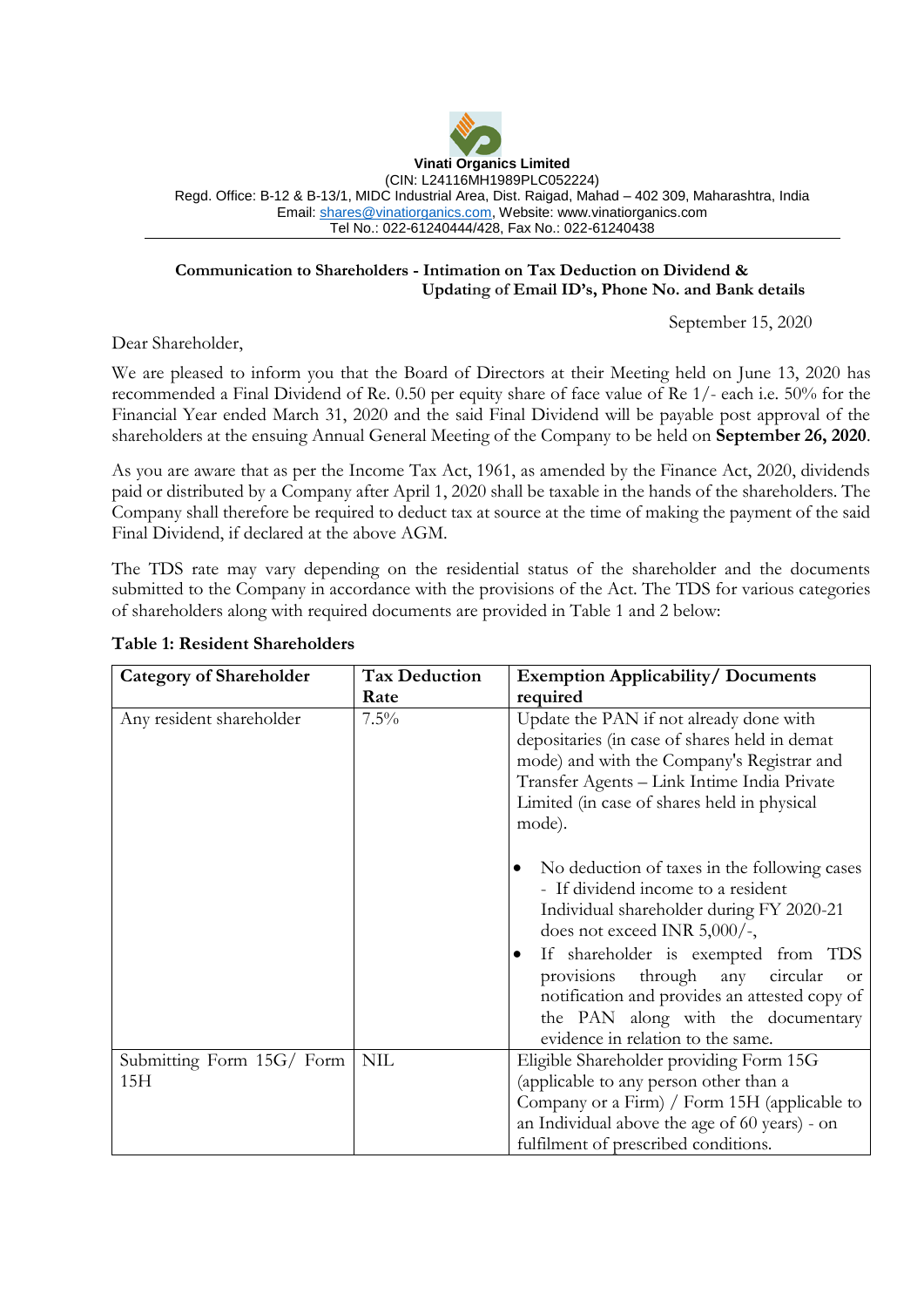**Vinati Organics Limited**
(CIN: L24116MH1989PLC052224)
Regd. Office: B-12 & B-13/1, MIDC Industrial Area, Dist. Raigad, Mahad – 402 309, Maharashtra, India
Email: shares@vinatiorganics.com, Website: www.vinatiorganics.com
Tel No.: 022-61240444/428, Fax No.: 022-61240438

**Communication to Shareholders - Intimation on Tax Deduction on Dividend & Updating of Email ID's, Phone No. and Bank details**

September 15, 2020

Dear Shareholder,

We are pleased to inform you that the Board of Directors at their Meeting held on June 13, 2020 has recommended a Final Dividend of Re. 0.50 per equity share of face value of Re 1/- each i.e. 50% for the Financial Year ended March 31, 2020 and the said Final Dividend will be payable post approval of the shareholders at the ensuing Annual General Meeting of the Company to be held on **September 26, 2020**.

As you are aware that as per the Income Tax Act, 1961, as amended by the Finance Act, 2020, dividends paid or distributed by a Company after April 1, 2020 shall be taxable in the hands of the shareholders. The Company shall therefore be required to deduct tax at source at the time of making the payment of the said Final Dividend, if declared at the above AGM.

The TDS rate may vary depending on the residential status of the shareholder and the documents submitted to the Company in accordance with the provisions of the Act. The TDS for various categories of shareholders along with required documents are provided in Table 1 and 2 below:

**Table 1: Resident Shareholders**

| Category of Shareholder | Tax Deduction Rate | Exemption Applicability/ Documents required |
|---|---|---|
| Any resident shareholder | 7.5% | Update the PAN if not already done with depositaries (in case of shares held in demat mode) and with the Company's Registrar and Transfer Agents – Link Intime India Private Limited (in case of shares held in physical mode).<br><br>• No deduction of taxes in the following cases - If dividend income to a resident Individual shareholder during FY 2020-21 does not exceed INR 5,000/-,<br>• If shareholder is exempted from TDS provisions through any circular or notification and provides an attested copy of the PAN along with the documentary evidence in relation to the same. |
| Submitting Form 15G/ Form 15H | NIL | Eligible Shareholder providing Form 15G (applicable to any person other than a Company or a Firm) / Form 15H (applicable to an Individual above the age of 60 years) - on fulfilment of prescribed conditions. |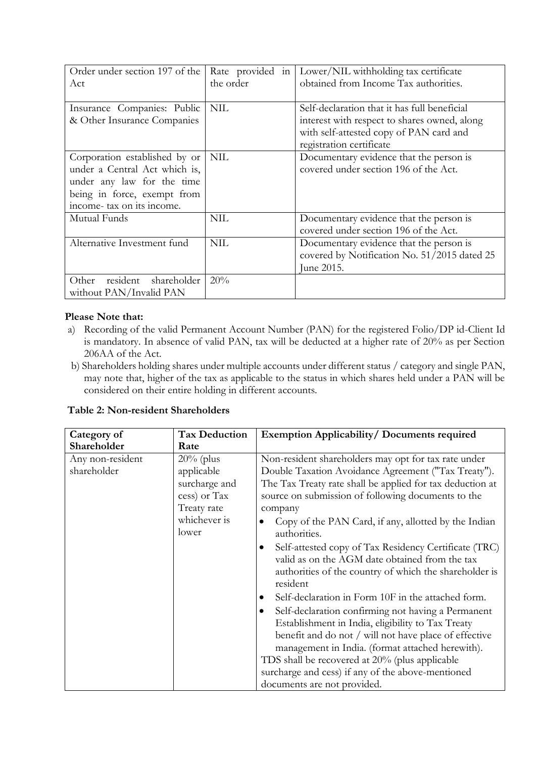| Order under section 197 of the Act | Rate provided in the order | Lower/NIL withholding tax certificate obtained from Income Tax authorities. |
|---|---|---|
| Insurance Companies: Public & Other Insurance Companies | NIL | Self-declaration that it has full beneficial interest with respect to shares owned, along with self-attested copy of PAN card and registration certificate |
| Corporation established by or under a Central Act which is, under any law for the time being in force, exempt from income- tax on its income. | NIL | Documentary evidence that the person is covered under section 196 of the Act. |
| Mutual Funds | NIL | Documentary evidence that the person is covered under section 196 of the Act. |
| Alternative Investment fund | NIL | Documentary evidence that the person is covered by Notification No. 51/2015 dated 25 June 2015. |
| Other resident shareholder without PAN/Invalid PAN | 20% | |

**Please Note that:**

a) Recording of the valid Permanent Account Number (PAN) for the registered Folio/DP id-Client Id is mandatory. In absence of valid PAN, tax will be deducted at a higher rate of 20% as per Section 206AA of the Act.

b) Shareholders holding shares under multiple accounts under different status / category and single PAN, may note that, higher of the tax as applicable to the status in which shares held under a PAN will be considered on their entire holding in different accounts.

**Table 2: Non-resident Shareholders**

| Category of Shareholder | Tax Deduction Rate | Exemption Applicability/ Documents required |
|---|---|---|
| Any non-resident shareholder | 20% (plus applicable surcharge and cess) or Tax Treaty rate whichever is lower | Non-resident shareholders may opt for tax rate under Double Taxation Avoidance Agreement ("Tax Treaty"). The Tax Treaty rate shall be applied for tax deduction at source on submission of following documents to the company<br>• Copy of the PAN Card, if any, allotted by the Indian authorities.<br>• Self-attested copy of Tax Residency Certificate (TRC) valid as on the AGM date obtained from the tax authorities of the country of which the shareholder is resident<br>• Self-declaration in Form 10F in the attached form.<br>• Self-declaration confirming not having a Permanent Establishment in India, eligibility to Tax Treaty benefit and do not / will not have place of effective management in India. (format attached herewith).<br>TDS shall be recovered at 20% (plus applicable surcharge and cess) if any of the above-mentioned documents are not provided. |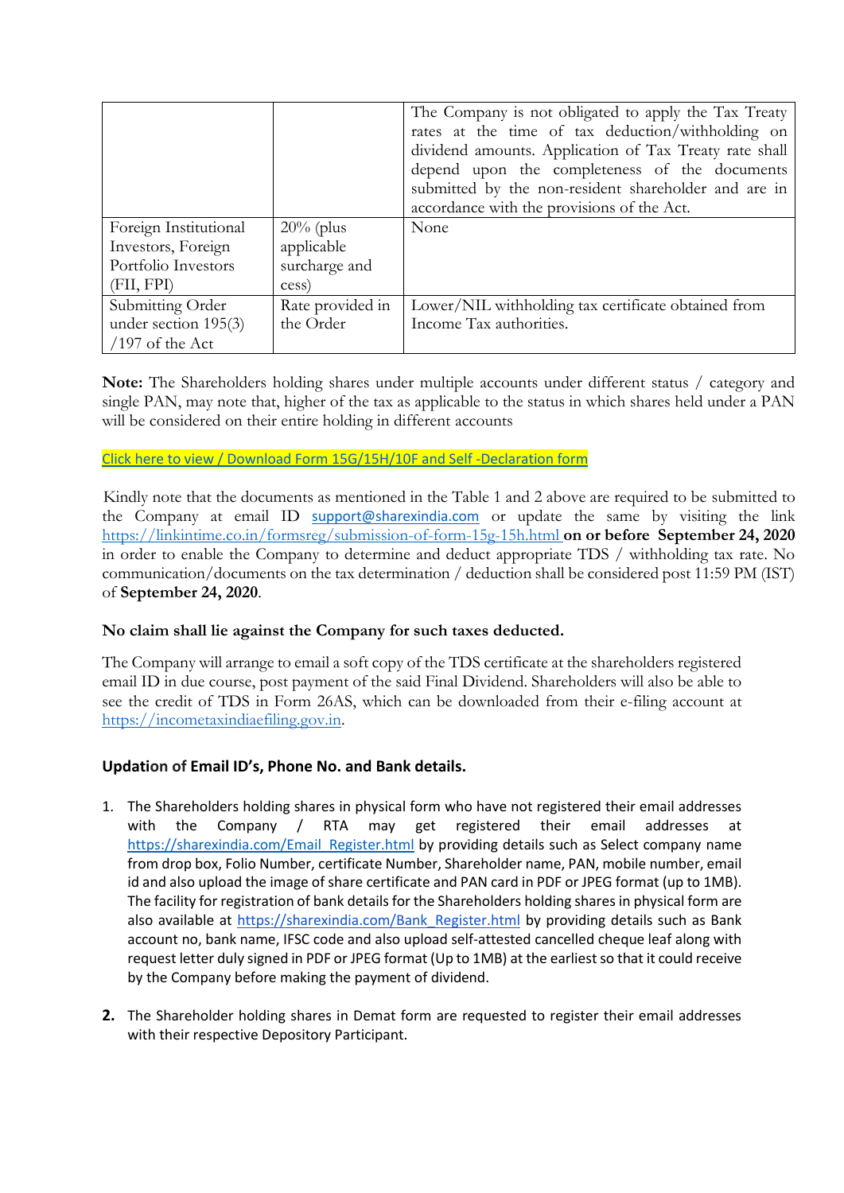| | | |
|---|---|---|
| | | The Company is not obligated to apply the Tax Treaty rates at the time of tax deduction/withholding on dividend amounts. Application of Tax Treaty rate shall depend upon the completeness of the documents submitted by the non-resident shareholder and are in accordance with the provisions of the Act. |
| Foreign Institutional Investors, Foreign Portfolio Investors (FII, FPI) | 20% (plus applicable surcharge and cess) | None |
| Submitting Order under section 195(3) /197 of the Act | Rate provided in the Order | Lower/NIL withholding tax certificate obtained from Income Tax authorities. |

**Note:** The Shareholders holding shares under multiple accounts under different status / category and single PAN, may note that, higher of the tax as applicable to the status in which shares held under a PAN will be considered on their entire holding in different accounts

Click here to view / Download Form 15G/15H/10F and Self -Declaration form

Kindly note that the documents as mentioned in the Table 1 and 2 above are required to be submitted to the Company at email ID support@sharexindia.com or update the same by visiting the link https://linkintime.co.in/formsreg/submission-of-form-15g-15h.html **on or before September 24, 2020** in order to enable the Company to determine and deduct appropriate TDS / withholding tax rate. No communication/documents on the tax determination / deduction shall be considered post 11:59 PM (IST) of **September 24, 2020**.

**No claim shall lie against the Company for such taxes deducted.**

The Company will arrange to email a soft copy of the TDS certificate at the shareholders registered email ID in due course, post payment of the said Final Dividend. Shareholders will also be able to see the credit of TDS in Form 26AS, which can be downloaded from their e-filing account at https://incometaxindiaefiling.gov.in.

**Updation of Email ID's, Phone No. and Bank details.**

1. The Shareholders holding shares in physical form who have not registered their email addresses with the Company / RTA may get registered their email addresses at https://sharexindia.com/Email_Register.html by providing details such as Select company name from drop box, Folio Number, certificate Number, Shareholder name, PAN, mobile number, email id and also upload the image of share certificate and PAN card in PDF or JPEG format (up to 1MB). The facility for registration of bank details for the Shareholders holding shares in physical form are also available at https://sharexindia.com/Bank_Register.html by providing details such as Bank account no, bank name, IFSC code and also upload self-attested cancelled cheque leaf along with request letter duly signed in PDF or JPEG format (Up to 1MB) at the earliest so that it could receive by the Company before making the payment of dividend.

2. The Shareholder holding shares in Demat form are requested to register their email addresses with their respective Depository Participant.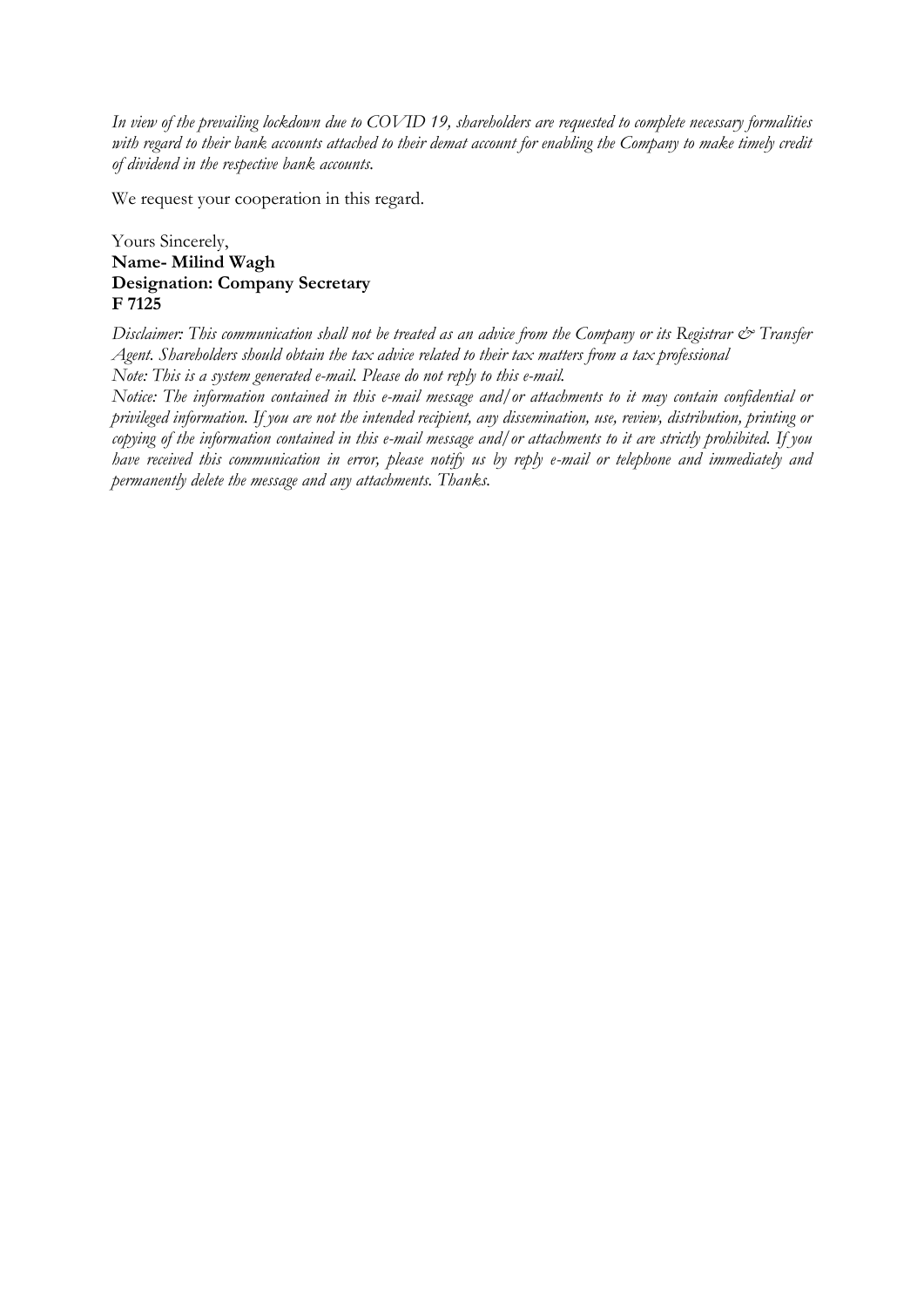*In view of the prevailing lockdown due to COVID 19, shareholders are requested to complete necessary formalities with regard to their bank accounts attached to their demat account for enabling the Company to make timely credit of dividend in the respective bank accounts.*

We request your cooperation in this regard.

Yours Sincerely,
**Name- Milind Wagh**
**Designation: Company Secretary**
**F 7125**

*Disclaimer: This communication shall not be treated as an advice from the Company or its Registrar & Transfer Agent. Shareholders should obtain the tax advice related to their tax matters from a tax professional*
*Note: This is a system generated e-mail. Please do not reply to this e-mail.*
*Notice: The information contained in this e-mail message and/or attachments to it may contain confidential or privileged information. If you are not the intended recipient, any dissemination, use, review, distribution, printing or copying of the information contained in this e-mail message and/or attachments to it are strictly prohibited. If you have received this communication in error, please notify us by reply e-mail or telephone and immediately and permanently delete the message and any attachments. Thanks.*